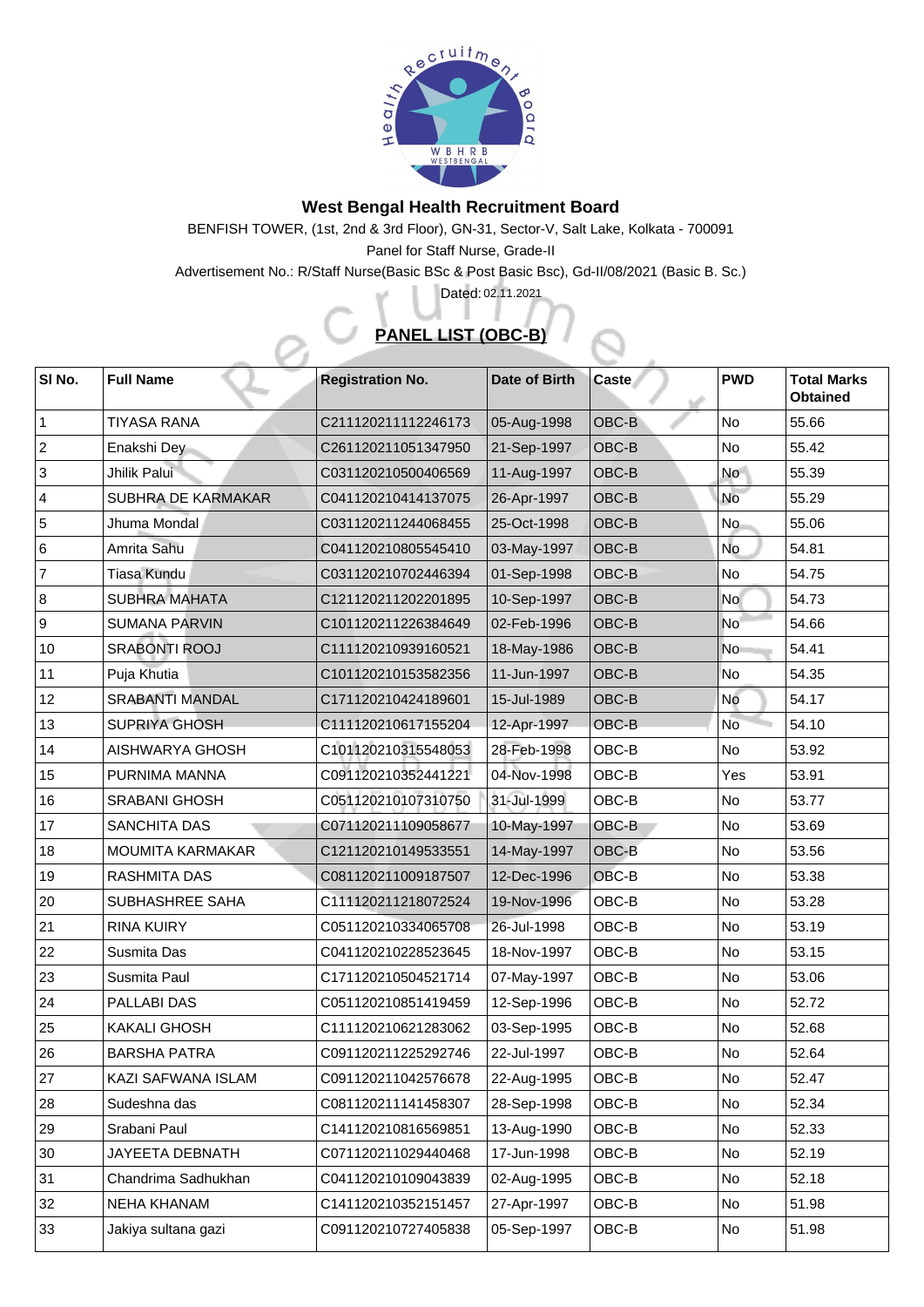## West Bengal Health Recruitment Board

BENFISH TOWER, (1st, 2nd & 3rd Floor), GN-31, Sector-V, Salt Lake, Kolkata - 700091

Panel for Staff Nurse, Grade-II

Advertisement No.: R/Staff Nurse(Basic BSc & Post Basic Bsc), Gd-II/08/2021 (Basic B. Sc.)

Dated: 02.11.2021

### PANEL LIST (OBC-B)

| Sl No. | Full Name | Registration No. | Date of Birth | Caste | PWD | Total Marks Obtained |
|---|---|---|---|---|---|---|
| 1 | TIYASA RANA | C211120211112246173 | 05-Aug-1998 | OBC-B | No | 55.66 |
| 2 | Enakshi Dey | C261120211051347950 | 21-Sep-1997 | OBC-B | No | 55.42 |
| 3 | Jhilik Palui | C031120210500406569 | 11-Aug-1997 | OBC-B | No | 55.39 |
| 4 | SUBHRA DE KARMAKAR | C041120210414137075 | 26-Apr-1997 | OBC-B | No | 55.29 |
| 5 | Jhuma Mondal | C031120211244068455 | 25-Oct-1998 | OBC-B | No | 55.06 |
| 6 | Amrita Sahu | C041120210805545410 | 03-May-1997 | OBC-B | No | 54.81 |
| 7 | Tiasa Kundu | C031120210702446394 | 01-Sep-1998 | OBC-B | No | 54.75 |
| 8 | SUBHRA MAHATA | C121120211202201895 | 10-Sep-1997 | OBC-B | No | 54.73 |
| 9 | SUMANA PARVIN | C101120211226384649 | 02-Feb-1996 | OBC-B | No | 54.66 |
| 10 | SRABONTI ROOJ | C111120210939160521 | 18-May-1986 | OBC-B | No | 54.41 |
| 11 | Puja Khutia | C101120210153582356 | 11-Jun-1997 | OBC-B | No | 54.35 |
| 12 | SRABANTI MANDAL | C171120210424189601 | 15-Jul-1989 | OBC-B | No | 54.17 |
| 13 | SUPRIYA GHOSH | C111120210617155204 | 12-Apr-1997 | OBC-B | No | 54.10 |
| 14 | AISHWARYA GHOSH | C101120210315548053 | 28-Feb-1998 | OBC-B | No | 53.92 |
| 15 | PURNIMA MANNA | C091120210352441221 | 04-Nov-1998 | OBC-B | Yes | 53.91 |
| 16 | SRABANI GHOSH | C051120210107310750 | 31-Jul-1999 | OBC-B | No | 53.77 |
| 17 | SANCHITA DAS | C071120211109058677 | 10-May-1997 | OBC-B | No | 53.69 |
| 18 | MOUMITA KARMAKAR | C121120210149533551 | 14-May-1997 | OBC-B | No | 53.56 |
| 19 | RASHMITA DAS | C081120211009187507 | 12-Dec-1996 | OBC-B | No | 53.38 |
| 20 | SUBHASHREE SAHA | C111120211218072524 | 19-Nov-1996 | OBC-B | No | 53.28 |
| 21 | RINA KUIRY | C051120210334065708 | 26-Jul-1998 | OBC-B | No | 53.19 |
| 22 | Susmita Das | C041120210228523645 | 18-Nov-1997 | OBC-B | No | 53.15 |
| 23 | Susmita Paul | C171120210504521714 | 07-May-1997 | OBC-B | No | 53.06 |
| 24 | PALLABI DAS | C051120210851419459 | 12-Sep-1996 | OBC-B | No | 52.72 |
| 25 | KAKALI GHOSH | C111120210621283062 | 03-Sep-1995 | OBC-B | No | 52.68 |
| 26 | BARSHA PATRA | C091120211225292746 | 22-Jul-1997 | OBC-B | No | 52.64 |
| 27 | KAZI SAFWANA ISLAM | C091120211042576678 | 22-Aug-1995 | OBC-B | No | 52.47 |
| 28 | Sudeshna das | C081120211141458307 | 28-Sep-1998 | OBC-B | No | 52.34 |
| 29 | Srabani Paul | C141120210816569851 | 13-Aug-1990 | OBC-B | No | 52.33 |
| 30 | JAYEETA DEBNATH | C071120211029440468 | 17-Jun-1998 | OBC-B | No | 52.19 |
| 31 | Chandrima Sadhukhan | C041120210109043839 | 02-Aug-1995 | OBC-B | No | 52.18 |
| 32 | NEHA KHANAM | C141120210352151457 | 27-Apr-1997 | OBC-B | No | 51.98 |
| 33 | Jakiya sultana gazi | C091120210727405838 | 05-Sep-1997 | OBC-B | No | 51.98 |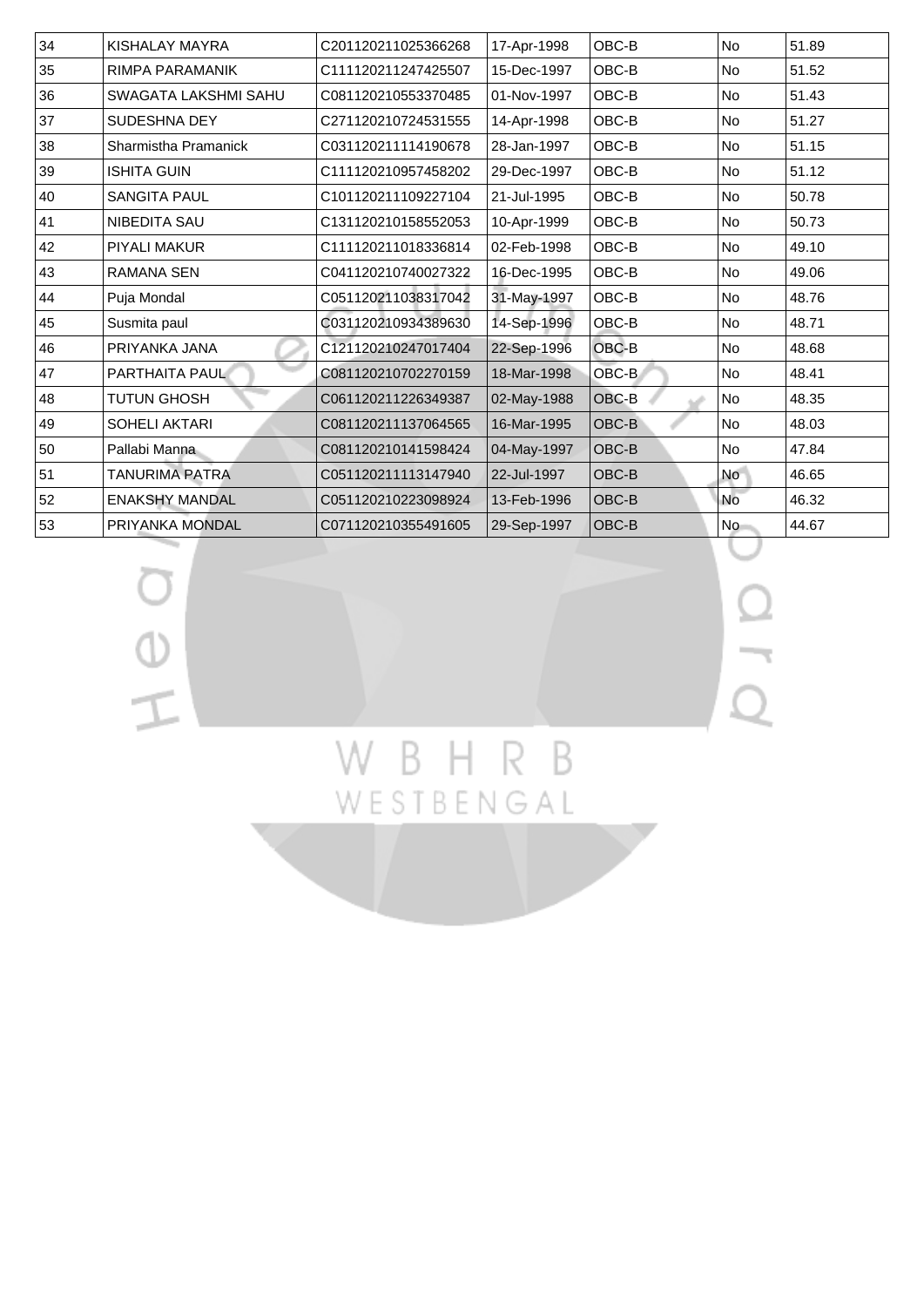| | | | | | | |
|---|---|---|---|---|---|---|
| 34 | KISHALAY MAYRA | C201120211025366268 | 17-Apr-1998 | OBC-B | No | 51.89 |
| 35 | RIMPA PARAMANIK | C111120211247425507 | 15-Dec-1997 | OBC-B | No | 51.52 |
| 36 | SWAGATA LAKSHMI SAHU | C081120210553370485 | 01-Nov-1997 | OBC-B | No | 51.43 |
| 37 | SUDESHNA DEY | C271120210724531555 | 14-Apr-1998 | OBC-B | No | 51.27 |
| 38 | Sharmistha Pramanick | C031120211114190678 | 28-Jan-1997 | OBC-B | No | 51.15 |
| 39 | ISHITA GUIN | C111120210957458202 | 29-Dec-1997 | OBC-B | No | 51.12 |
| 40 | SANGITA PAUL | C101120211109227104 | 21-Jul-1995 | OBC-B | No | 50.78 |
| 41 | NIBEDITA SAU | C131120210158552053 | 10-Apr-1999 | OBC-B | No | 50.73 |
| 42 | PIYALI MAKUR | C111120211018336814 | 02-Feb-1998 | OBC-B | No | 49.10 |
| 43 | RAMANA SEN | C041120210740027322 | 16-Dec-1995 | OBC-B | No | 49.06 |
| 44 | Puja Mondal | C051120211038317042 | 31-May-1997 | OBC-B | No | 48.76 |
| 45 | Susmita paul | C031120210934389630 | 14-Sep-1996 | OBC-B | No | 48.71 |
| 46 | PRIYANKA JANA | C121120210247017404 | 22-Sep-1996 | OBC-B | No | 48.68 |
| 47 | PARTHAITA PAUL | C081120210702270159 | 18-Mar-1998 | OBC-B | No | 48.41 |
| 48 | TUTUN GHOSH | C061120211226349387 | 02-May-1988 | OBC-B | No | 48.35 |
| 49 | SOHELI AKTARI | C081120211137064565 | 16-Mar-1995 | OBC-B | No | 48.03 |
| 50 | Pallabi Manna | C081120210141598424 | 04-May-1997 | OBC-B | No | 47.84 |
| 51 | TANURIMA PATRA | C051120211113147940 | 22-Jul-1997 | OBC-B | No | 46.65 |
| 52 | ENAKSHY MANDAL | C051120210223098924 | 13-Feb-1996 | OBC-B | No | 46.32 |
| 53 | PRIYANKA MONDAL | C071120210355491605 | 29-Sep-1997 | OBC-B | No | 44.67 |